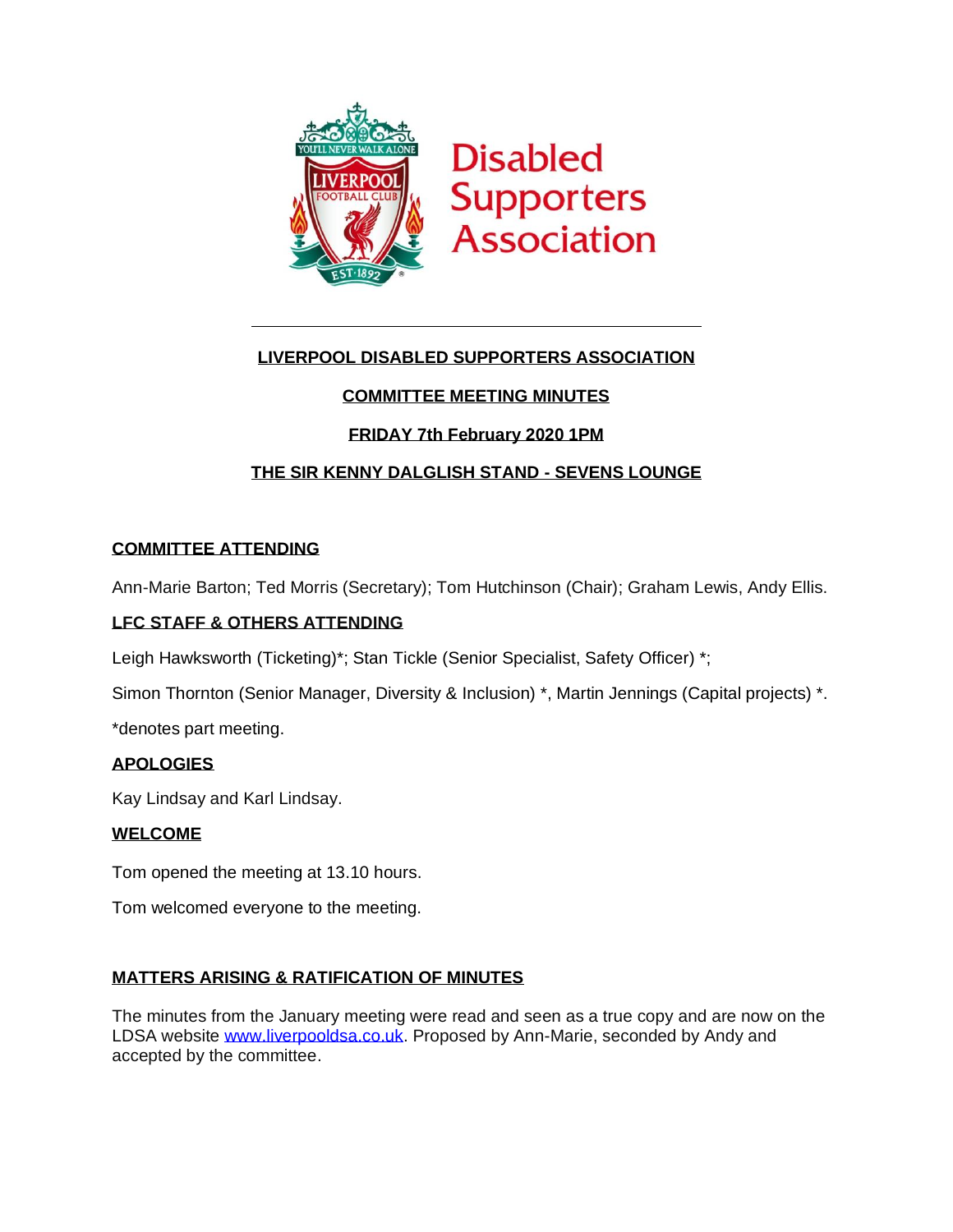Disabled Supporters Association

---

# LIVERPOOL DISABLED SUPPORTERS ASSOCIATION

## COMMITTEE MEETING MINUTES

## FRIDAY 7th February 2020 1PM

## THE SIR KENNY DALGLISH STAND - SEVENS LOUNGE

### COMMITTEE ATTENDING

Ann-Marie Barton; Ted Morris (Secretary); Tom Hutchinson (Chair); Graham Lewis, Andy Ellis.

### LFC STAFF & OTHERS ATTENDING

Leigh Hawksworth (Ticketing)*; Stan Tickle (Senior Specialist, Safety Officer) *;

Simon Thornton (Senior Manager, Diversity & Inclusion) *, Martin Jennings (Capital projects) *.

*denotes part meeting.

### APOLOGIES

Kay Lindsay and Karl Lindsay.

### WELCOME

Tom opened the meeting at 13.10 hours.

Tom welcomed everyone to the meeting.

### MATTERS ARISING & RATIFICATION OF MINUTES

The minutes from the January meeting were read and seen as a true copy and are now on the LDSA website www.liverpooldsa.co.uk. Proposed by Ann-Marie, seconded by Andy and accepted by the committee.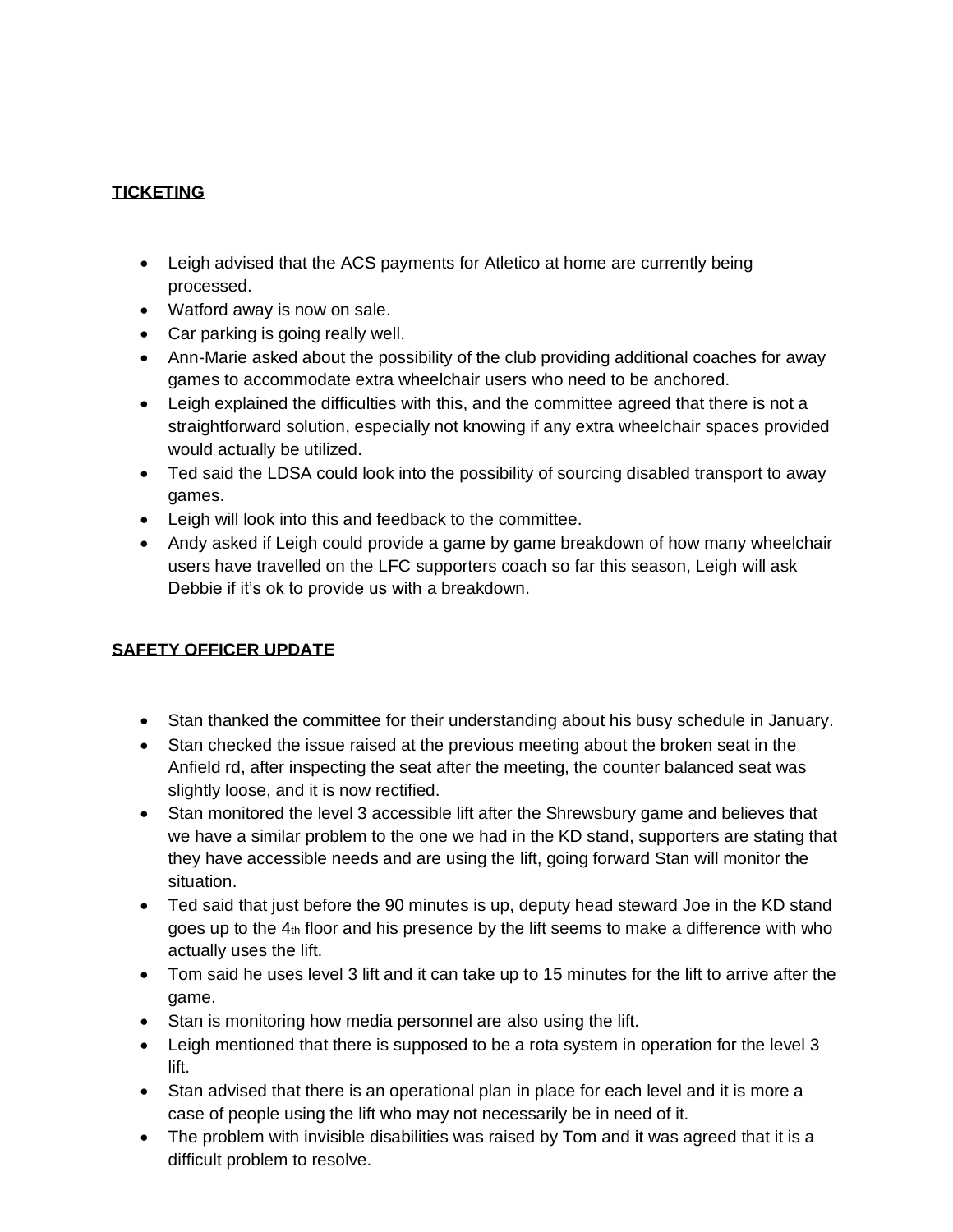**TICKETING**

- Leigh advised that the ACS payments for Atletico at home are currently being processed.
- Watford away is now on sale.
- Car parking is going really well.
- Ann-Marie asked about the possibility of the club providing additional coaches for away games to accommodate extra wheelchair users who need to be anchored.
- Leigh explained the difficulties with this, and the committee agreed that there is not a straightforward solution, especially not knowing if any extra wheelchair spaces provided would actually be utilized.
- Ted said the LDSA could look into the possibility of sourcing disabled transport to away games.
- Leigh will look into this and feedback to the committee.
- Andy asked if Leigh could provide a game by game breakdown of how many wheelchair users have travelled on the LFC supporters coach so far this season, Leigh will ask Debbie if it's ok to provide us with a breakdown.

**SAFETY OFFICER UPDATE**

- Stan thanked the committee for their understanding about his busy schedule in January.
- Stan checked the issue raised at the previous meeting about the broken seat in the Anfield rd, after inspecting the seat after the meeting, the counter balanced seat was slightly loose, and it is now rectified.
- Stan monitored the level 3 accessible lift after the Shrewsbury game and believes that we have a similar problem to the one we had in the KD stand, supporters are stating that they have accessible needs and are using the lift, going forward Stan will monitor the situation.
- Ted said that just before the 90 minutes is up, deputy head steward Joe in the KD stand goes up to the 4th floor and his presence by the lift seems to make a difference with who actually uses the lift.
- Tom said he uses level 3 lift and it can take up to 15 minutes for the lift to arrive after the game.
- Stan is monitoring how media personnel are also using the lift.
- Leigh mentioned that there is supposed to be a rota system in operation for the level 3 lift.
- Stan advised that there is an operational plan in place for each level and it is more a case of people using the lift who may not necessarily be in need of it.
- The problem with invisible disabilities was raised by Tom and it was agreed that it is a difficult problem to resolve.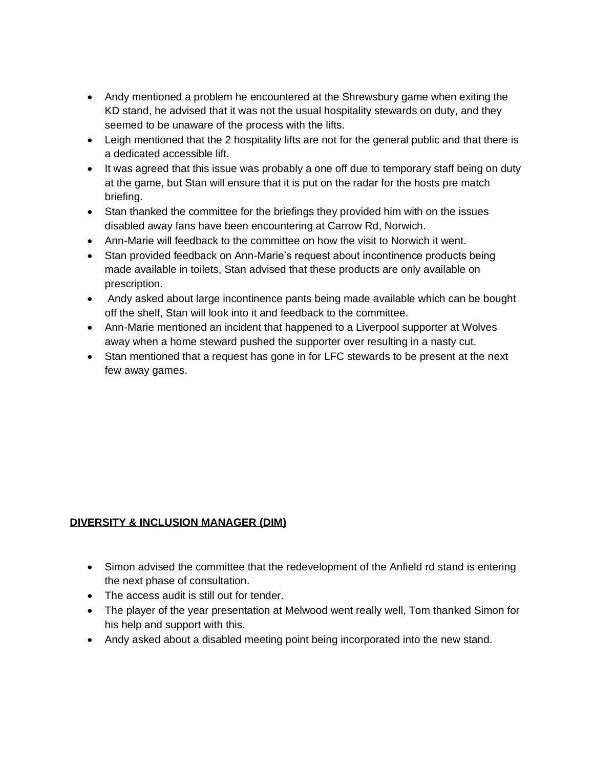- Andy mentioned a problem he encountered at the Shrewsbury game when exiting the KD stand, he advised that it was not the usual hospitality stewards on duty, and they seemed to be unaware of the process with the lifts.
- Leigh mentioned that the 2 hospitality lifts are not for the general public and that there is a dedicated accessible lift.
- It was agreed that this issue was probably a one off due to temporary staff being on duty at the game, but Stan will ensure that it is put on the radar for the hosts pre match briefing.
- Stan thanked the committee for the briefings they provided him with on the issues disabled away fans have been encountering at Carrow Rd, Norwich.
- Ann-Marie will feedback to the committee on how the visit to Norwich it went.
- Stan provided feedback on Ann-Marie's request about incontinence products being made available in toilets, Stan advised that these products are only available on prescription.
- Andy asked about large incontinence pants being made available which can be bought off the shelf, Stan will look into it and feedback to the committee.
- Ann-Marie mentioned an incident that happened to a Liverpool supporter at Wolves away when a home steward pushed the supporter over resulting in a nasty cut.
- Stan mentioned that a request has gone in for LFC stewards to be present at the next few away games.

**DIVERSITY & INCLUSION MANAGER (DIM)**

- Simon advised the committee that the redevelopment of the Anfield rd stand is entering the next phase of consultation.
- The access audit is still out for tender.
- The player of the year presentation at Melwood went really well, Tom thanked Simon for his help and support with this.
- Andy asked about a disabled meeting point being incorporated into the new stand.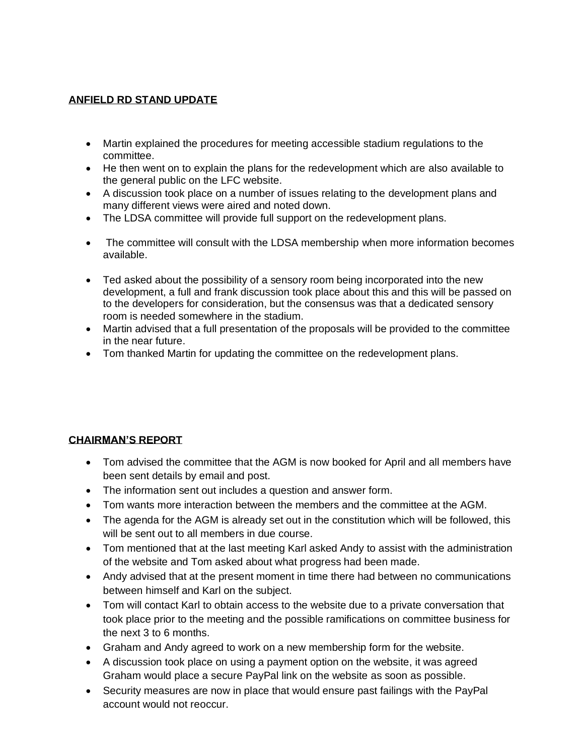## ANFIELD RD STAND UPDATE

- Martin explained the procedures for meeting accessible stadium regulations to the committee.
- He then went on to explain the plans for the redevelopment which are also available to the general public on the LFC website.
- A discussion took place on a number of issues relating to the development plans and many different views were aired and noted down.
- The LDSA committee will provide full support on the redevelopment plans.
- The committee will consult with the LDSA membership when more information becomes available.
- Ted asked about the possibility of a sensory room being incorporated into the new development, a full and frank discussion took place about this and this will be passed on to the developers for consideration, but the consensus was that a dedicated sensory room is needed somewhere in the stadium.
- Martin advised that a full presentation of the proposals will be provided to the committee in the near future.
- Tom thanked Martin for updating the committee on the redevelopment plans.

## CHAIRMAN'S REPORT

- Tom advised the committee that the AGM is now booked for April and all members have been sent details by email and post.
- The information sent out includes a question and answer form.
- Tom wants more interaction between the members and the committee at the AGM.
- The agenda for the AGM is already set out in the constitution which will be followed, this will be sent out to all members in due course.
- Tom mentioned that at the last meeting Karl asked Andy to assist with the administration of the website and Tom asked about what progress had been made.
- Andy advised that at the present moment in time there had between no communications between himself and Karl on the subject.
- Tom will contact Karl to obtain access to the website due to a private conversation that took place prior to the meeting and the possible ramifications on committee business for the next 3 to 6 months.
- Graham and Andy agreed to work on a new membership form for the website.
- A discussion took place on using a payment option on the website, it was agreed Graham would place a secure PayPal link on the website as soon as possible.
- Security measures are now in place that would ensure past failings with the PayPal account would not reoccur.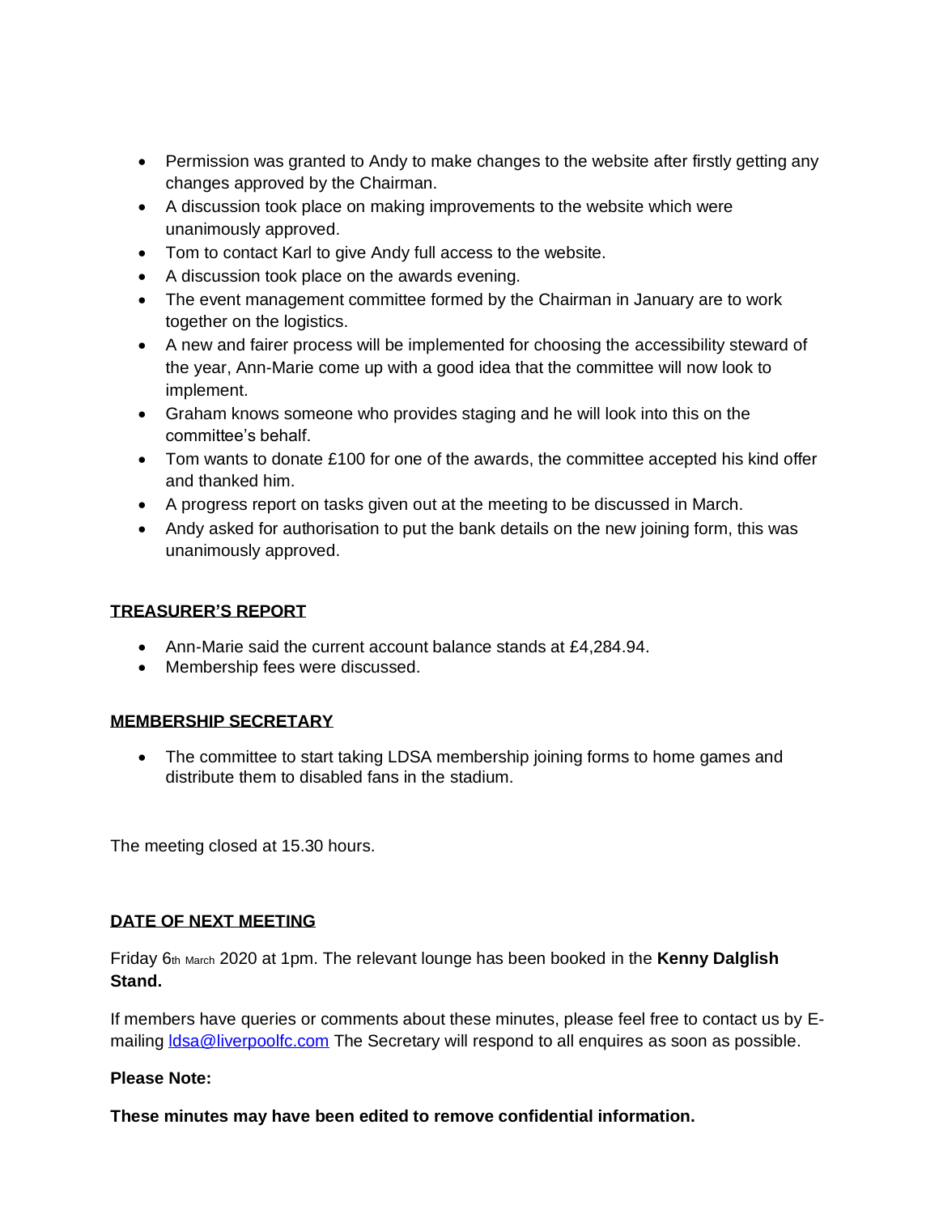- Permission was granted to Andy to make changes to the website after firstly getting any changes approved by the Chairman.
- A discussion took place on making improvements to the website which were unanimously approved.
- Tom to contact Karl to give Andy full access to the website.
- A discussion took place on the awards evening.
- The event management committee formed by the Chairman in January are to work together on the logistics.
- A new and fairer process will be implemented for choosing the accessibility steward of the year, Ann-Marie come up with a good idea that the committee will now look to implement.
- Graham knows someone who provides staging and he will look into this on the committee's behalf.
- Tom wants to donate £100 for one of the awards, the committee accepted his kind offer and thanked him.
- A progress report on tasks given out at the meeting to be discussed in March.
- Andy asked for authorisation to put the bank details on the new joining form, this was unanimously approved.

## TREASURER'S REPORT

- Ann-Marie said the current account balance stands at £4,284.94.
- Membership fees were discussed.

## MEMBERSHIP SECRETARY

- The committee to start taking LDSA membership joining forms to home games and distribute them to disabled fans in the stadium.

The meeting closed at 15.30 hours.

## DATE OF NEXT MEETING

Friday 6th March 2020 at 1pm. The relevant lounge has been booked in the **Kenny Dalglish Stand.**

If members have queries or comments about these minutes, please feel free to contact us by E-mailing ldsa@liverpoolfc.com The Secretary will respond to all enquires as soon as possible.

**Please Note:**

**These minutes may have been edited to remove confidential information.**